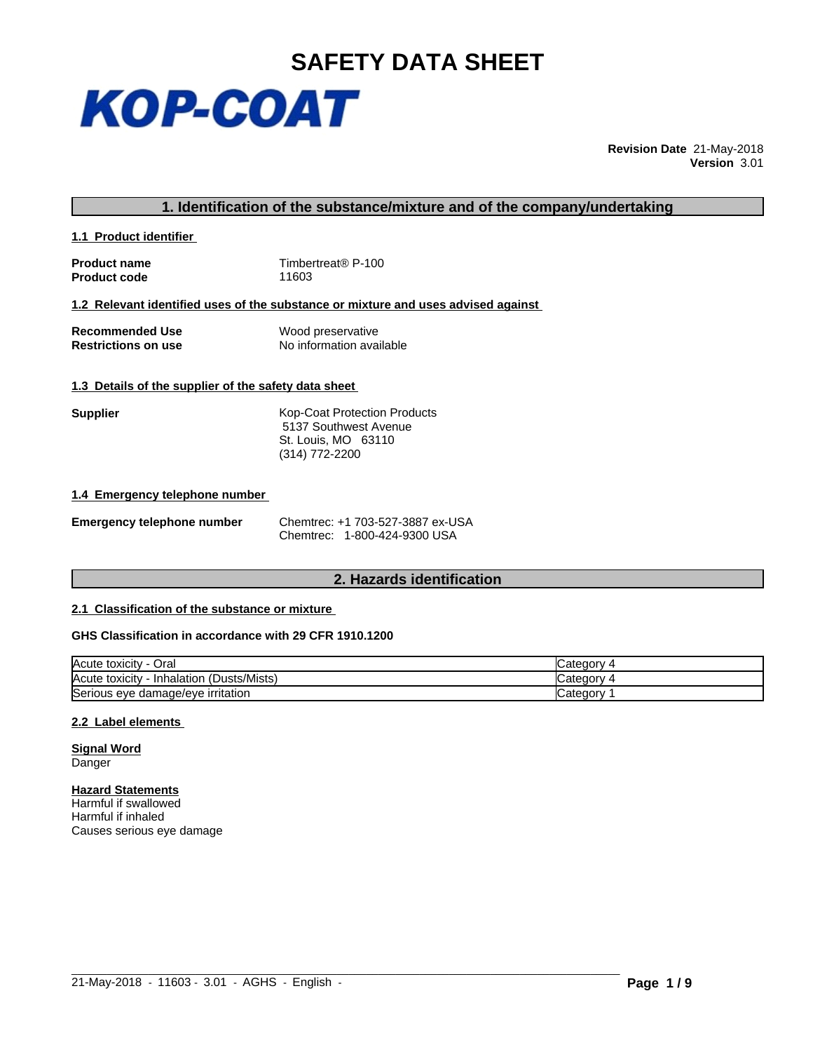# SAFETY DATA SHEET

**KOP-COAT**

**Revision Date** 21-May-2018
**Version** 3.01

## 1. Identification of the substance/mixture and of the company/undertaking

### 1.1 Product identifier

**Product name** Timbertreat® P-100
**Product code** 11603

### 1.2 Relevant identified uses of the substance or mixture and uses advised against

**Recommended Use** Wood preservative
**Restrictions on use** No information available

### 1.3 Details of the supplier of the safety data sheet

**Supplier** Kop-Coat Protection Products
5137 Southwest Avenue
St. Louis, MO 63110
(314) 772-2200

### 1.4 Emergency telephone number

**Emergency telephone number** Chemtrec: +1 703-527-3887 ex-USA
Chemtrec: 1-800-424-9300 USA

## 2. Hazards identification

### 2.1 Classification of the substance or mixture

**GHS Classification in accordance with 29 CFR 1910.1200**

| | |
|---|---|
| Acute toxicity - Oral | Category 4 |
| Acute toxicity - Inhalation (Dusts/Mists) | Category 4 |
| Serious eye damage/eye irritation | Category 1 |

### 2.2 Label elements

**Signal Word**
Danger

**Hazard Statements**
Harmful if swallowed
Harmful if inhaled
Causes serious eye damage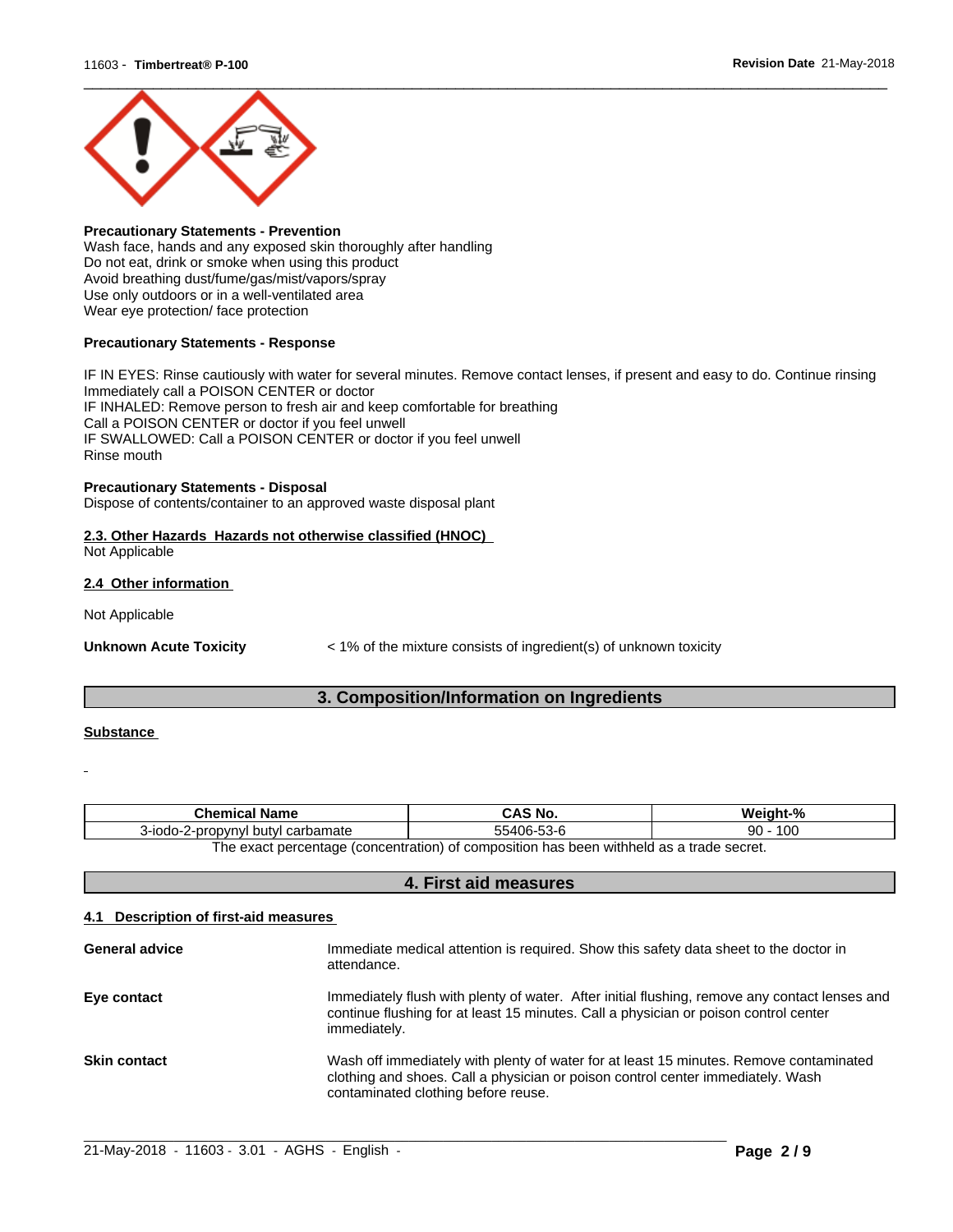**Precautionary Statements - Prevention**
Wash face, hands and any exposed skin thoroughly after handling
Do not eat, drink or smoke when using this product
Avoid breathing dust/fume/gas/mist/vapors/spray
Use only outdoors or in a well-ventilated area
Wear eye protection/ face protection

**Precautionary Statements - Response**

IF IN EYES: Rinse cautiously with water for several minutes. Remove contact lenses, if present and easy to do. Continue rinsing
Immediately call a POISON CENTER or doctor
IF INHALED: Remove person to fresh air and keep comfortable for breathing
Call a POISON CENTER or doctor if you feel unwell
IF SWALLOWED: Call a POISON CENTER or doctor if you feel unwell
Rinse mouth

**Precautionary Statements - Disposal**
Dispose of contents/container to an approved waste disposal plant

**2.3. Other Hazards Hazards not otherwise classified (HNOC)**
Not Applicable

**2.4 Other information**

Not Applicable

**Unknown Acute Toxicity** < 1% of the mixture consists of ingredient(s) of unknown toxicity

## 3. Composition/Information on Ingredients

**Substance**

| Chemical Name | CAS No. | Weight-% |
|---|---|---|
| 3-iodo-2-propynyl butyl carbamate | 55406-53-6 | 90 - 100 |

The exact percentage (concentration) of composition has been withheld as a trade secret.

## 4. First aid measures

**4.1 Description of first-aid measures**

**General advice** Immediate medical attention is required. Show this safety data sheet to the doctor in attendance.

**Eye contact** Immediately flush with plenty of water. After initial flushing, remove any contact lenses and continue flushing for at least 15 minutes. Call a physician or poison control center immediately.

**Skin contact** Wash off immediately with plenty of water for at least 15 minutes. Remove contaminated clothing and shoes. Call a physician or poison control center immediately. Wash contaminated clothing before reuse.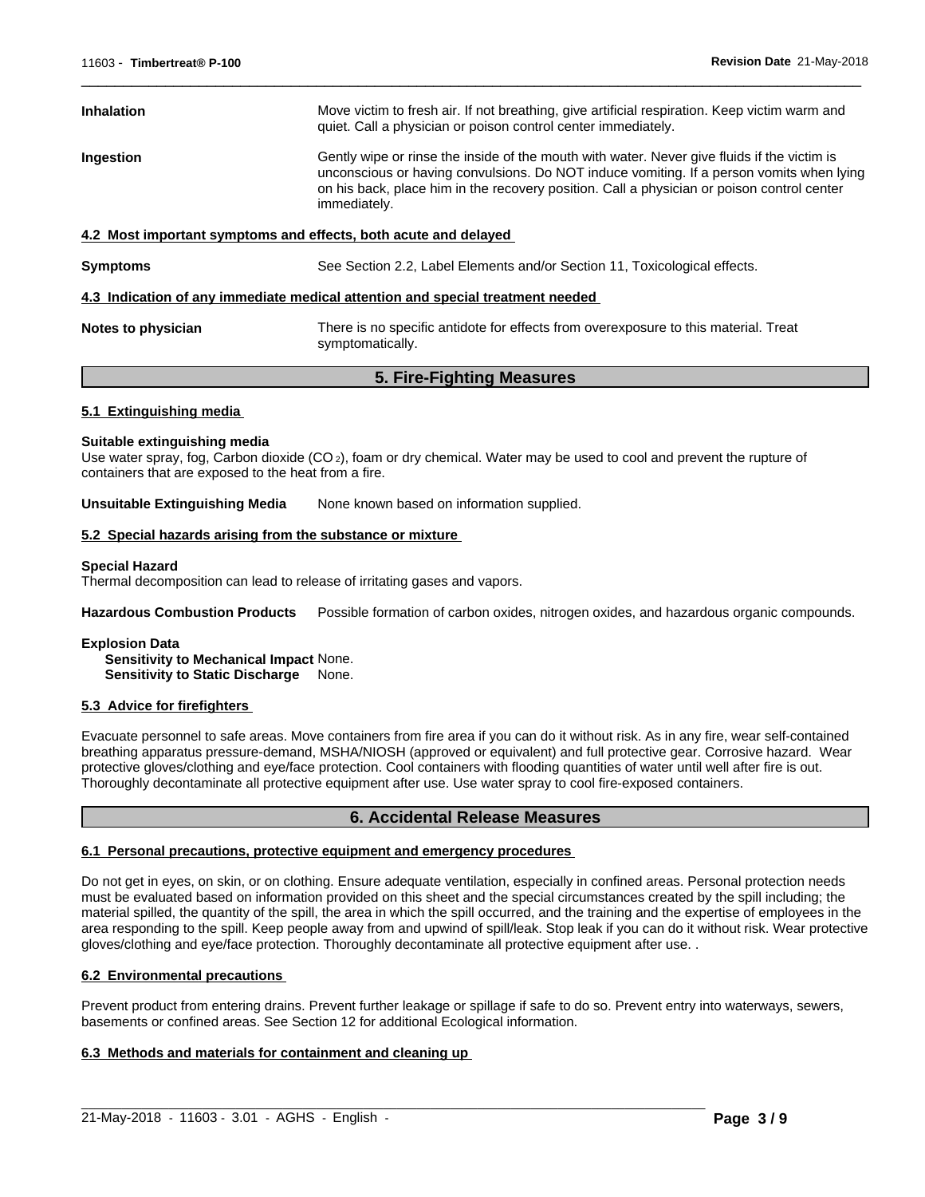**Inhalation** Move victim to fresh air. If not breathing, give artificial respiration. Keep victim warm and quiet. Call a physician or poison control center immediately.

**Ingestion** Gently wipe or rinse the inside of the mouth with water. Never give fluids if the victim is unconscious or having convulsions. Do NOT induce vomiting. If a person vomits when lying on his back, place him in the recovery position. Call a physician or poison control center immediately.

### 4.2 Most important symptoms and effects, both acute and delayed

**Symptoms** See Section 2.2, Label Elements and/or Section 11, Toxicological effects.

### 4.3 Indication of any immediate medical attention and special treatment needed

**Notes to physician** There is no specific antidote for effects from overexposure to this material. Treat symptomatically.

## 5. Fire-Fighting Measures

### 5.1 Extinguishing media

**Suitable extinguishing media**
Use water spray, fog, Carbon dioxide ($CO_2$), foam or dry chemical. Water may be used to cool and prevent the rupture of containers that are exposed to the heat from a fire.

**Unsuitable Extinguishing Media** None known based on information supplied.

### 5.2 Special hazards arising from the substance or mixture

**Special Hazard**
Thermal decomposition can lead to release of irritating gases and vapors.

**Hazardous Combustion Products** Possible formation of carbon oxides, nitrogen oxides, and hazardous organic compounds.

**Explosion Data**
**Sensitivity to Mechanical Impact** None.
**Sensitivity to Static Discharge** None.

### 5.3 Advice for firefighters

Evacuate personnel to safe areas. Move containers from fire area if you can do it without risk. As in any fire, wear self-contained breathing apparatus pressure-demand, MSHA/NIOSH (approved or equivalent) and full protective gear. Corrosive hazard. Wear protective gloves/clothing and eye/face protection. Cool containers with flooding quantities of water until well after fire is out. Thoroughly decontaminate all protective equipment after use. Use water spray to cool fire-exposed containers.

## 6. Accidental Release Measures

### 6.1 Personal precautions, protective equipment and emergency procedures

Do not get in eyes, on skin, or on clothing. Ensure adequate ventilation, especially in confined areas. Personal protection needs must be evaluated based on information provided on this sheet and the special circumstances created by the spill including; the material spilled, the quantity of the spill, the area in which the spill occurred, and the training and the expertise of employees in the area responding to the spill. Keep people away from and upwind of spill/leak. Stop leak if you can do it without risk. Wear protective gloves/clothing and eye/face protection. Thoroughly decontaminate all protective equipment after use. .

### 6.2 Environmental precautions

Prevent product from entering drains. Prevent further leakage or spillage if safe to do so. Prevent entry into waterways, sewers, basements or confined areas. See Section 12 for additional Ecological information.

### 6.3 Methods and materials for containment and cleaning up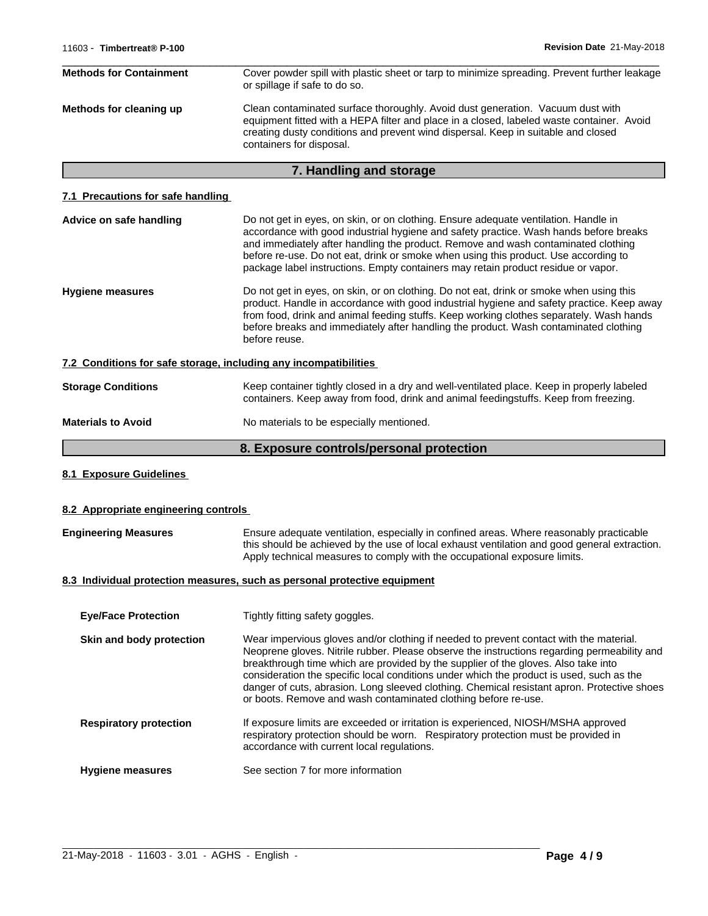**Methods for Containment** Cover powder spill with plastic sheet or tarp to minimize spreading. Prevent further leakage or spillage if safe to do so.

**Methods for cleaning up** Clean contaminated surface thoroughly. Avoid dust generation. Vacuum dust with equipment fitted with a HEPA filter and place in a closed, labeled waste container. Avoid creating dusty conditions and prevent wind dispersal. Keep in suitable and closed containers for disposal.

## 7. Handling and storage

### 7.1 Precautions for safe handling

**Advice on safe handling** Do not get in eyes, on skin, or on clothing. Ensure adequate ventilation. Handle in accordance with good industrial hygiene and safety practice. Wash hands before breaks and immediately after handling the product. Remove and wash contaminated clothing before re-use. Do not eat, drink or smoke when using this product. Use according to package label instructions. Empty containers may retain product residue or vapor.

**Hygiene measures** Do not get in eyes, on skin, or on clothing. Do not eat, drink or smoke when using this product. Handle in accordance with good industrial hygiene and safety practice. Keep away from food, drink and animal feeding stuffs. Keep working clothes separately. Wash hands before breaks and immediately after handling the product. Wash contaminated clothing before reuse.

### 7.2 Conditions for safe storage, including any incompatibilities

**Storage Conditions** Keep container tightly closed in a dry and well-ventilated place. Keep in properly labeled containers. Keep away from food, drink and animal feedingstuffs. Keep from freezing.

**Materials to Avoid** No materials to be especially mentioned.

## 8. Exposure controls/personal protection

### 8.1 Exposure Guidelines

### 8.2 Appropriate engineering controls

**Engineering Measures** Ensure adequate ventilation, especially in confined areas. Where reasonably practicable this should be achieved by the use of local exhaust ventilation and good general extraction. Apply technical measures to comply with the occupational exposure limits.

### 8.3 Individual protection measures, such as personal protective equipment

**Eye/Face Protection** Tightly fitting safety goggles.

**Skin and body protection** Wear impervious gloves and/or clothing if needed to prevent contact with the material. Neoprene gloves. Nitrile rubber. Please observe the instructions regarding permeability and breakthrough time which are provided by the supplier of the gloves. Also take into consideration the specific local conditions under which the product is used, such as the danger of cuts, abrasion. Long sleeved clothing. Chemical resistant apron. Protective shoes or boots. Remove and wash contaminated clothing before re-use.

**Respiratory protection** If exposure limits are exceeded or irritation is experienced, NIOSH/MSHA approved respiratory protection should be worn. Respiratory protection must be provided in accordance with current local regulations.

**Hygiene measures** See section 7 for more information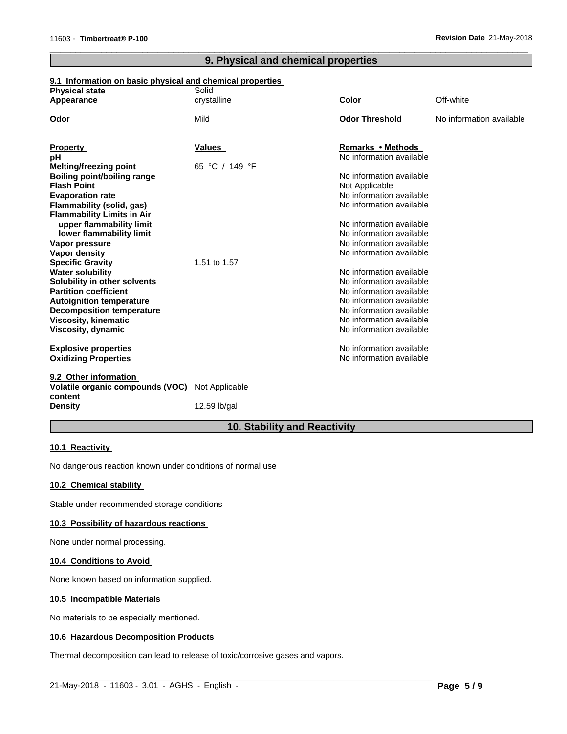## 9. Physical and chemical properties

### 9.1 Information on basic physical and chemical properties

| | | | |
|---|---|---|---|
| **Physical state** | Solid | | |
| **Appearance** | crystalline | **Color** | Off-white |
| **Odor** | Mild | **Odor Threshold** | No information available |

| **Property** | **Values** | **Remarks • Methods** |
|---|---|---|
| **pH** | | No information available |
| **Melting/freezing point** | 65 °C / 149 °F | |
| **Boiling point/boiling range** | | No information available |
| **Flash Point** | | Not Applicable |
| **Evaporation rate** | | No information available |
| **Flammability (solid, gas)** | | No information available |
| **Flammability Limits in Air** | | |
| **upper flammability limit** | | No information available |
| **lower flammability limit** | | No information available |
| **Vapor pressure** | | No information available |
| **Vapor density** | | No information available |
| **Specific Gravity** | 1.51 to 1.57 | |
| **Water solubility** | | No information available |
| **Solubility in other solvents** | | No information available |
| **Partition coefficient** | | No information available |
| **Autoignition temperature** | | No information available |
| **Decomposition temperature** | | No information available |
| **Viscosity, kinematic** | | No information available |
| **Viscosity, dynamic** | | No information available |
| **Explosive properties** | | No information available |
| **Oxidizing Properties** | | No information available |

### 9.2 Other information

| | |
|---|---|
| **Volatile organic compounds (VOC) content** | Not Applicable |
| **Density** | 12.59 lb/gal |

## 10. Stability and Reactivity

### 10.1 Reactivity

No dangerous reaction known under conditions of normal use

### 10.2 Chemical stability

Stable under recommended storage conditions

### 10.3 Possibility of hazardous reactions

None under normal processing.

### 10.4 Conditions to Avoid

None known based on information supplied.

### 10.5 Incompatible Materials

No materials to be especially mentioned.

### 10.6 Hazardous Decomposition Products

Thermal decomposition can lead to release of toxic/corrosive gases and vapors.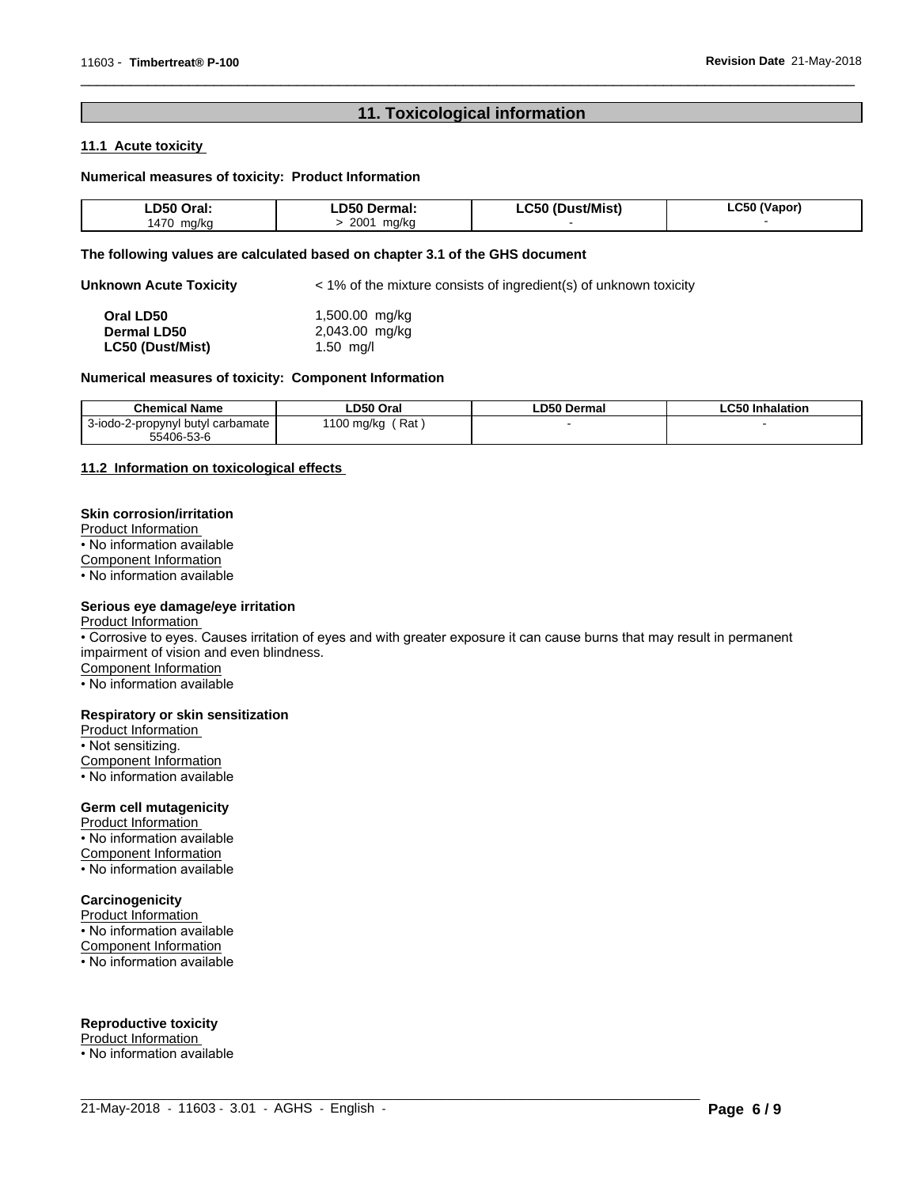## 11. Toxicological information

### 11.1 Acute toxicity

**Numerical measures of toxicity: Product Information**

| LD50 Oral: | LD50 Dermal: | LC50 (Dust/Mist) | LC50 (Vapor) |
|---|---|---|---|
| 1470 mg/kg | > 2001 mg/kg | - | - |

**The following values are calculated based on chapter 3.1 of the GHS document**

**Unknown Acute Toxicity** < 1% of the mixture consists of ingredient(s) of unknown toxicity

**Oral LD50** 1,500.00 mg/kg
**Dermal LD50** 2,043.00 mg/kg
**LC50 (Dust/Mist)** 1.50 mg/l

**Numerical measures of toxicity: Component Information**

| Chemical Name | LD50 Oral | LD50 Dermal | LC50 Inhalation |
|---|---|---|---|
| 3-iodo-2-propynyl butyl carbamate 55406-53-6 | 1100 mg/kg ( Rat ) | - | - |

### 11.2 Information on toxicological effects

**Skin corrosion/irritation**
Product Information
• No information available
Component Information
• No information available

**Serious eye damage/eye irritation**
Product Information
• Corrosive to eyes. Causes irritation of eyes and with greater exposure it can cause burns that may result in permanent impairment of vision and even blindness.
Component Information
• No information available

**Respiratory or skin sensitization**
Product Information
• Not sensitizing.
Component Information
• No information available

**Germ cell mutagenicity**
Product Information
• No information available
Component Information
• No information available

**Carcinogenicity**
Product Information
• No information available
Component Information
• No information available

**Reproductive toxicity**
Product Information
• No information available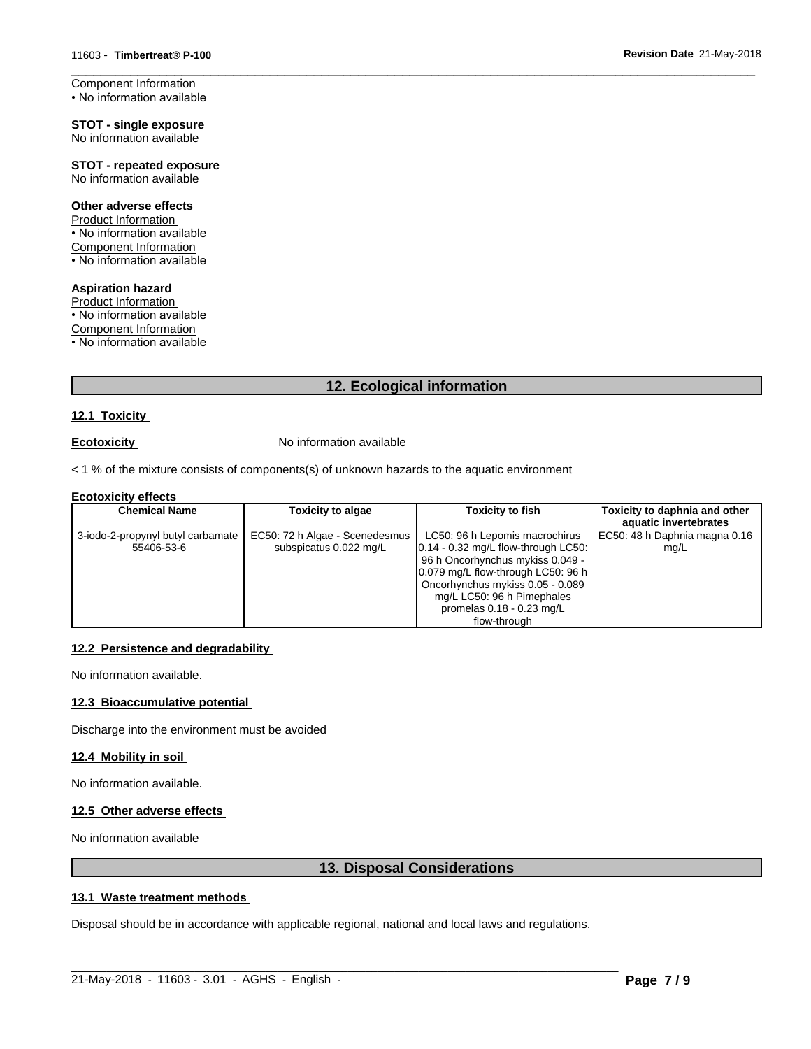Component Information
• No information available

**STOT - single exposure**
No information available

**STOT - repeated exposure**
No information available

**Other adverse effects**
Product Information
• No information available
Component Information
• No information available

**Aspiration hazard**
Product Information
• No information available
Component Information
• No information available

## 12. Ecological information

### 12.1 Toxicity

**Ecotoxicity** No information available

< 1 % of the mixture consists of components(s) of unknown hazards to the aquatic environment

**Ecotoxicity effects**

| Chemical Name | Toxicity to algae | Toxicity to fish | Toxicity to daphnia and other aquatic invertebrates |
|---|---|---|---|
| 3-iodo-2-propynyl butyl carbamate 55406-53-6 | EC50: 72 h Algae - Scenedesmus subspicatus 0.022 mg/L | LC50: 96 h Lepomis macrochirus 0.14 - 0.32 mg/L flow-through LC50: 96 h Oncorhynchus mykiss 0.049 - 0.079 mg/L flow-through LC50: 96 h Oncorhynchus mykiss 0.05 - 0.089 mg/L LC50: 96 h Pimephales promelas 0.18 - 0.23 mg/L flow-through | EC50: 48 h Daphnia magna 0.16 mg/L |

### 12.2 Persistence and degradability

No information available.

### 12.3 Bioaccumulative potential

Discharge into the environment must be avoided

### 12.4 Mobility in soil

No information available.

### 12.5 Other adverse effects

No information available

## 13. Disposal Considerations

### 13.1 Waste treatment methods

Disposal should be in accordance with applicable regional, national and local laws and regulations.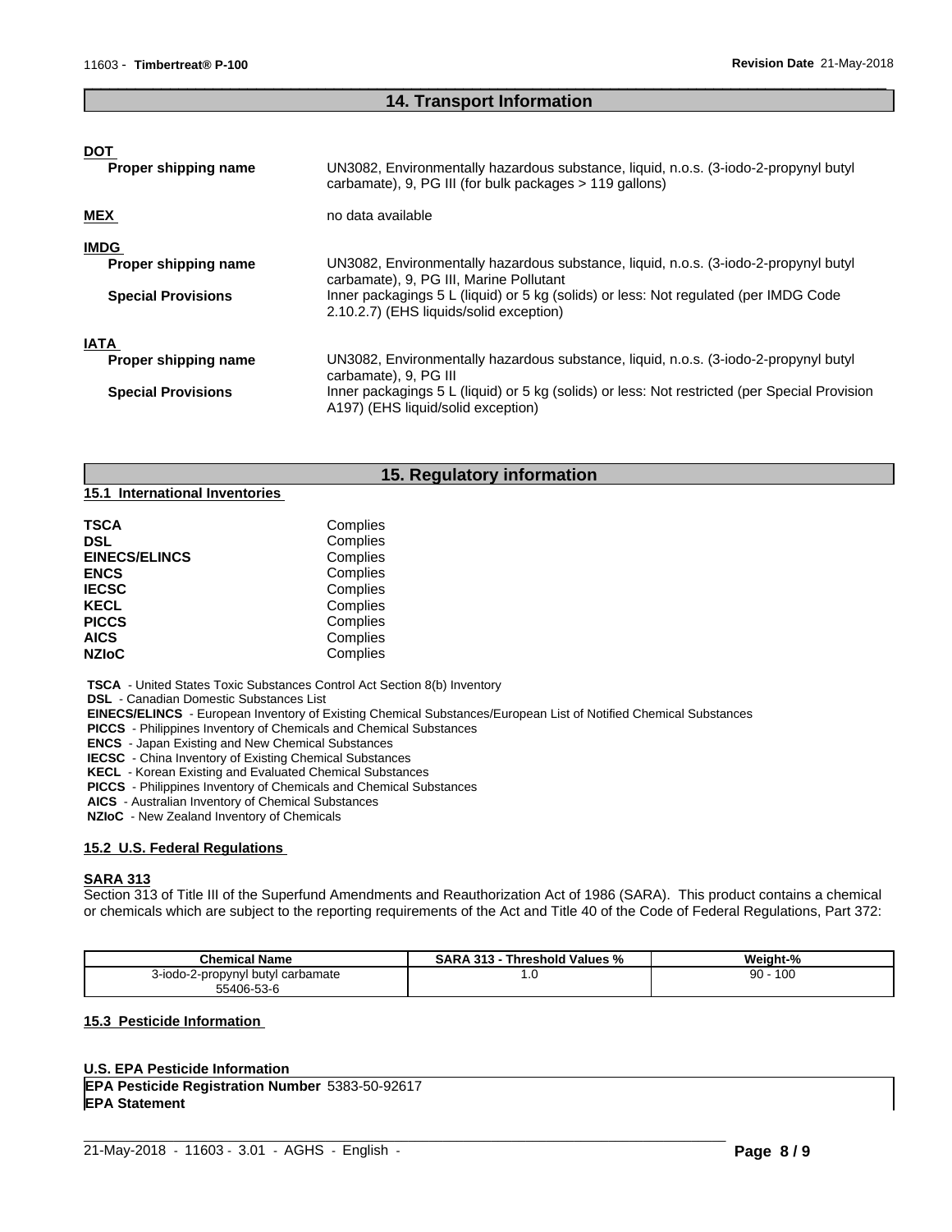## 14. Transport Information

**DOT**

| | |
|---|---|
| **Proper shipping name** | UN3082, Environmentally hazardous substance, liquid, n.o.s. (3-iodo-2-propynyl butyl carbamate), 9, PG III (for bulk packages > 119 gallons) |

**MEX** no data available

**IMDG**

| | |
|---|---|
| **Proper shipping name** | UN3082, Environmentally hazardous substance, liquid, n.o.s. (3-iodo-2-propynyl butyl carbamate), 9, PG III, Marine Pollutant |
| **Special Provisions** | Inner packagings 5 L (liquid) or 5 kg (solids) or less: Not regulated (per IMDG Code 2.10.2.7) (EHS liquids/solid exception) |

**IATA**

| | |
|---|---|
| **Proper shipping name** | UN3082, Environmentally hazardous substance, liquid, n.o.s. (3-iodo-2-propynyl butyl carbamate), 9, PG III |
| **Special Provisions** | Inner packagings 5 L (liquid) or 5 kg (solids) or less: Not restricted (per Special Provision A197) (EHS liquid/solid exception) |

## 15. Regulatory information

### 15.1 International Inventories

| | |
|---|---|
| **TSCA** | Complies |
| **DSL** | Complies |
| **EINECS/ELINCS** | Complies |
| **ENCS** | Complies |
| **IECSC** | Complies |
| **KECL** | Complies |
| **PICCS** | Complies |
| **AICS** | Complies |
| **NZIoC** | Complies |

**TSCA** - United States Toxic Substances Control Act Section 8(b) Inventory
**DSL** - Canadian Domestic Substances List
**EINECS/ELINCS** - European Inventory of Existing Chemical Substances/European List of Notified Chemical Substances
**PICCS** - Philippines Inventory of Chemicals and Chemical Substances
**ENCS** - Japan Existing and New Chemical Substances
**IECSC** - China Inventory of Existing Chemical Substances
**KECL** - Korean Existing and Evaluated Chemical Substances
**PICCS** - Philippines Inventory of Chemicals and Chemical Substances
**AICS** - Australian Inventory of Chemical Substances
**NZIoC** - New Zealand Inventory of Chemicals

### 15.2 U.S. Federal Regulations

**SARA 313**

Section 313 of Title III of the Superfund Amendments and Reauthorization Act of 1986 (SARA). This product contains a chemical or chemicals which are subject to the reporting requirements of the Act and Title 40 of the Code of Federal Regulations, Part 372:

| Chemical Name | SARA 313 - Threshold Values % | Weight-% |
|---|---|---|
| 3-iodo-2-propynyl butyl carbamate 55406-53-6 | 1.0 | 90 - 100 |

### 15.3 Pesticide Information

**U.S. EPA Pesticide Information**

**EPA Pesticide Registration Number** 5383-50-92617

**EPA Statement**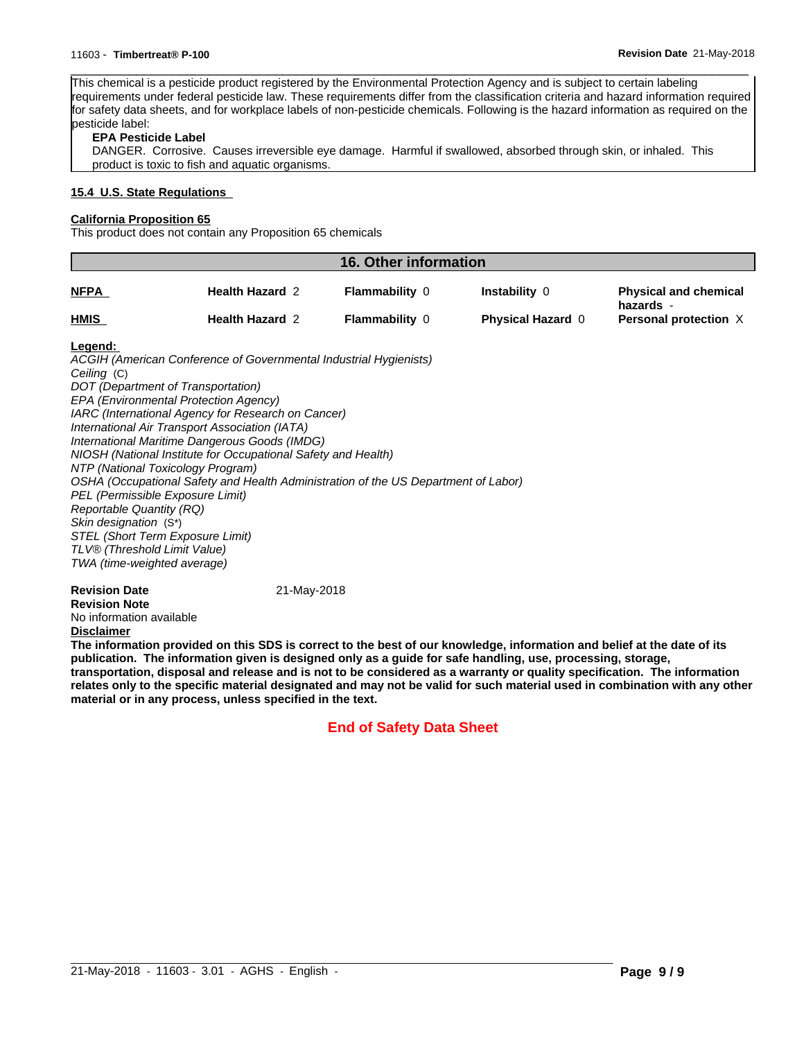This chemical is a pesticide product registered by the Environmental Protection Agency and is subject to certain labeling requirements under federal pesticide law. These requirements differ from the classification criteria and hazard information required for safety data sheets, and for workplace labels of non-pesticide chemicals. Following is the hazard information as required on the pesticide label:

**EPA Pesticide Label**
DANGER. Corrosive. Causes irreversible eye damage. Harmful if swallowed, absorbed through skin, or inhaled. This product is toxic to fish and aquatic organisms.

### 15.4 U.S. State Regulations

**California Proposition 65**
This product does not contain any Proposition 65 chemicals

## 16. Other information

| | | | | |
|---|---|---|---|---|
| **NFPA** | **Health Hazard** 2 | **Flammability** 0 | **Instability** 0 | **Physical and chemical hazards** - |
| **HMIS** | **Health Hazard** 2 | **Flammability** 0 | **Physical Hazard** 0 | **Personal protection** X |

**Legend:**
*ACGIH (American Conference of Governmental Industrial Hygienists)*
*Ceiling* (C)
*DOT (Department of Transportation)*
*EPA (Environmental Protection Agency)*
*IARC (International Agency for Research on Cancer)*
*International Air Transport Association (IATA)*
*International Maritime Dangerous Goods (IMDG)*
*NIOSH (National Institute for Occupational Safety and Health)*
*NTP (National Toxicology Program)*
*OSHA (Occupational Safety and Health Administration of the US Department of Labor)*
*PEL (Permissible Exposure Limit)*
*Reportable Quantity (RQ)*
*Skin designation* (S*)
*STEL (Short Term Exposure Limit)*
*TLV® (Threshold Limit Value)*
*TWA (time-weighted average)*

**Revision Date** 21-May-2018
**Revision Note**
No information available
**Disclaimer**
**The information provided on this SDS is correct to the best of our knowledge, information and belief at the date of its publication. The information given is designed only as a guide for safe handling, use, processing, storage, transportation, disposal and release and is not to be considered as a warranty or quality specification. The information relates only to the specific material designated and may not be valid for such material used in combination with any other material or in any process, unless specified in the text.**

**End of Safety Data Sheet**